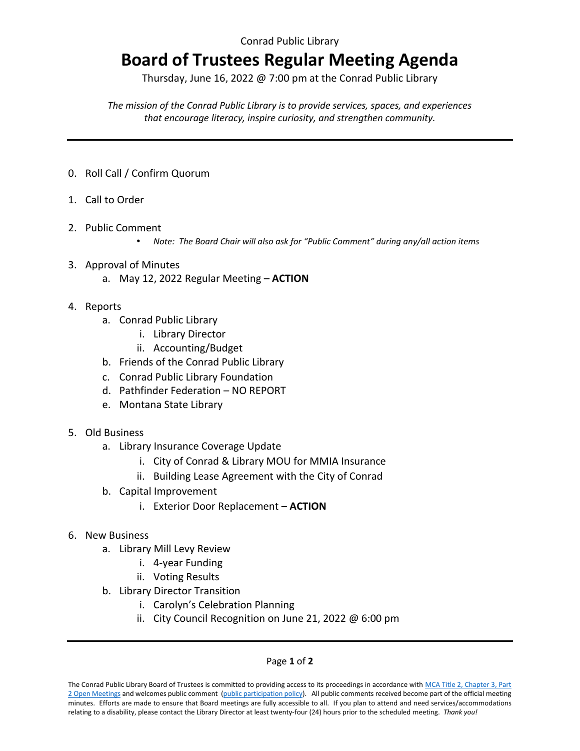Conrad Public Library

# Board of Trustees Regular Meeting Agenda

Thursday, June 16, 2022 @ 7:00 pm at the Conrad Public Library

*The mission of the Conrad Public Library is to provide services, spaces, and experiences that encourage literacy, inspire curiosity, and strengthen community.*

---

0. Roll Call / Confirm Quorum

1. Call to Order

2. Public Comment
   - *Note: The Board Chair will also ask for "Public Comment" during any/all action items*

3. Approval of Minutes
   a. May 12, 2022 Regular Meeting – **ACTION**

4. Reports
   a. Conrad Public Library
      i. Library Director
      ii. Accounting/Budget
   b. Friends of the Conrad Public Library
   c. Conrad Public Library Foundation
   d. Pathfinder Federation – NO REPORT
   e. Montana State Library

5. Old Business
   a. Library Insurance Coverage Update
      i. City of Conrad & Library MOU for MMIA Insurance
      ii. Building Lease Agreement with the City of Conrad
   b. Capital Improvement
      i. Exterior Door Replacement – **ACTION**

6. New Business
   a. Library Mill Levy Review
      i. 4-year Funding
      ii. Voting Results
   b. Library Director Transition
      i. Carolyn's Celebration Planning
      ii. City Council Recognition on June 21, 2022 @ 6:00 pm

---

The Conrad Public Library Board of Trustees is committed to providing access to its proceedings in accordance with MCA Title 2, Chapter 3, Part 2 Open Meetings and welcomes public comment (public participation policy). All public comments received become part of the official meeting minutes. Efforts are made to ensure that Board meetings are fully accessible to all. If you plan to attend and need services/accommodations relating to a disability, please contact the Library Director at least twenty-four (24) hours prior to the scheduled meeting. *Thank you!*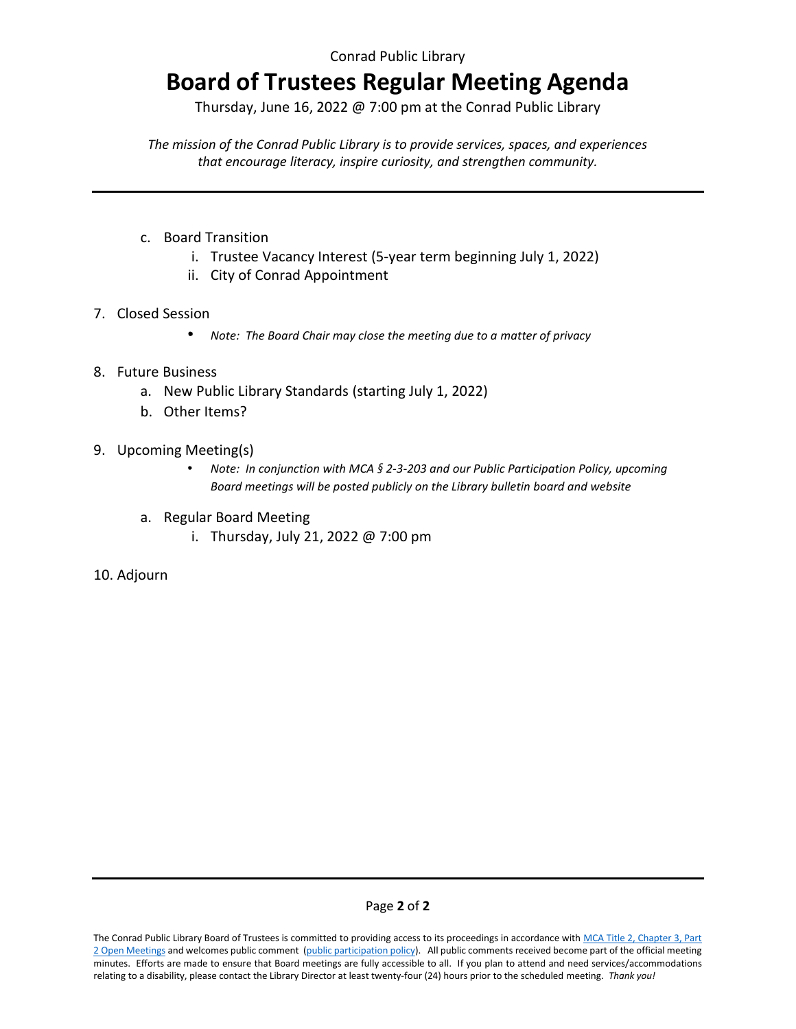Conrad Public Library

# Board of Trustees Regular Meeting Agenda

Thursday, June 16, 2022 @ 7:00 pm at the Conrad Public Library

*The mission of the Conrad Public Library is to provide services, spaces, and experiences that encourage literacy, inspire curiosity, and strengthen community.*

---

- c. Board Transition
  - i. Trustee Vacancy Interest (5-year term beginning July 1, 2022)
  - ii. City of Conrad Appointment

7. Closed Session
   - *Note: The Board Chair may close the meeting due to a matter of privacy*

8. Future Business
   - a. New Public Library Standards (starting July 1, 2022)
   - b. Other Items?

9. Upcoming Meeting(s)
   - *Note: In conjunction with MCA § 2-3-203 and our Public Participation Policy, upcoming Board meetings will be posted publicly on the Library bulletin board and website*
   - a. Regular Board Meeting
     - i. Thursday, July 21, 2022 @ 7:00 pm

10. Adjourn

---

The Conrad Public Library Board of Trustees is committed to providing access to its proceedings in accordance with MCA Title 2, Chapter 3, Part 2 Open Meetings and welcomes public comment (public participation policy). All public comments received become part of the official meeting minutes. Efforts are made to ensure that Board meetings are fully accessible to all. If you plan to attend and need services/accommodations relating to a disability, please contact the Library Director at least twenty-four (24) hours prior to the scheduled meeting. *Thank you!*